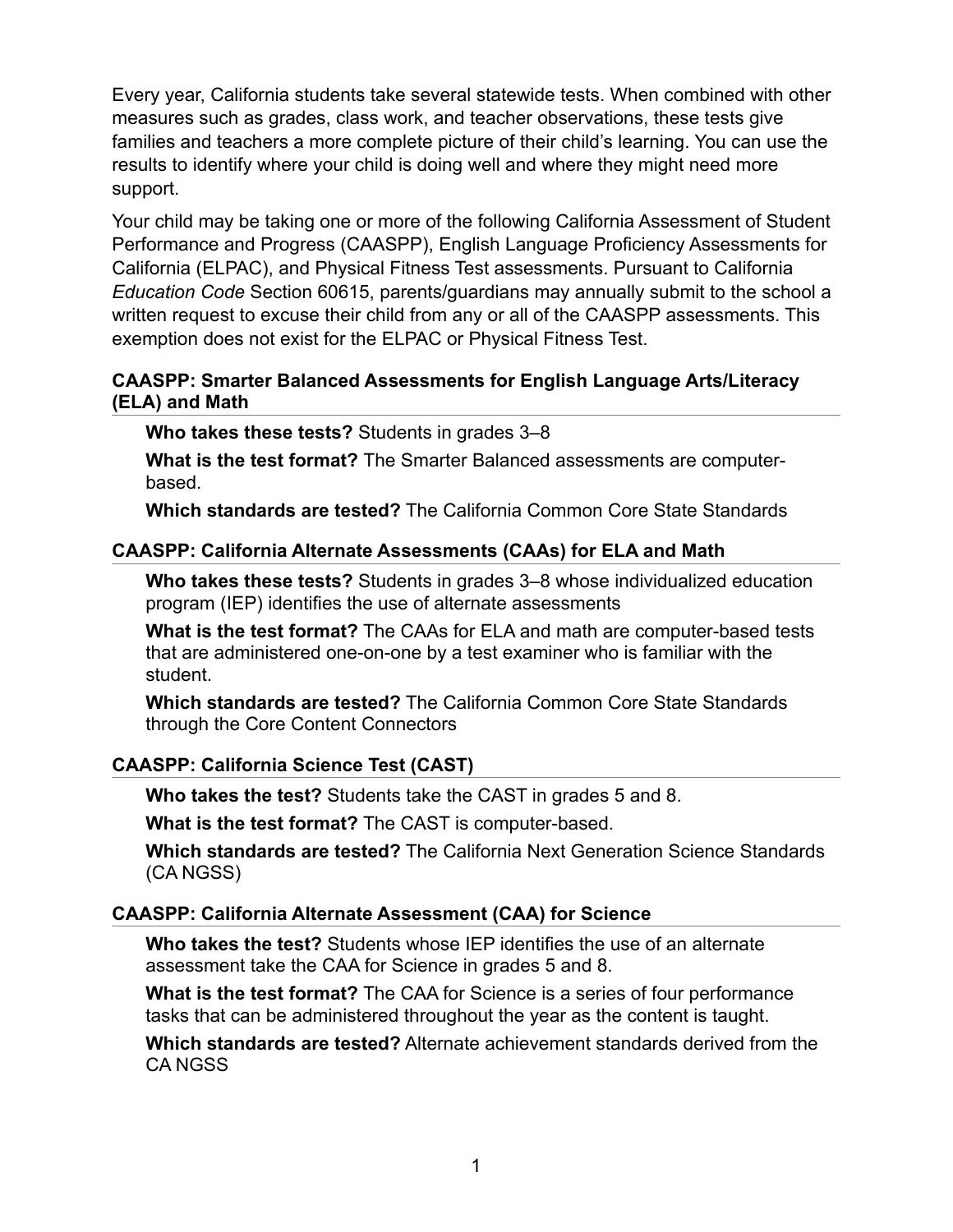Every year, California students take several statewide tests. When combined with other measures such as grades, class work, and teacher observations, these tests give families and teachers a more complete picture of their child's learning. You can use the results to identify where your child is doing well and where they might need more support.

Your child may be taking one or more of the following California Assessment of Student Performance and Progress (CAASPP), English Language Proficiency Assessments for California (ELPAC), and Physical Fitness Test assessments. Pursuant to California *Education Code* Section 60615, parents/guardians may annually submit to the school a written request to excuse their child from any or all of the CAASPP assessments. This exemption does not exist for the ELPAC or Physical Fitness Test.

### CAASPP: Smarter Balanced Assessments for English Language Arts/Literacy (ELA) and Math

**Who takes these tests?** Students in grades 3–8

**What is the test format?** The Smarter Balanced assessments are computer-based.

**Which standards are tested?** The California Common Core State Standards

### CAASPP: California Alternate Assessments (CAAs) for ELA and Math

**Who takes these tests?** Students in grades 3–8 whose individualized education program (IEP) identifies the use of alternate assessments

**What is the test format?** The CAAs for ELA and math are computer-based tests that are administered one-on-one by a test examiner who is familiar with the student.

**Which standards are tested?** The California Common Core State Standards through the Core Content Connectors

### CAASPP: California Science Test (CAST)

**Who takes the test?** Students take the CAST in grades 5 and 8.

**What is the test format?** The CAST is computer-based.

**Which standards are tested?** The California Next Generation Science Standards (CA NGSS)

### CAASPP: California Alternate Assessment (CAA) for Science

**Who takes the test?** Students whose IEP identifies the use of an alternate assessment take the CAA for Science in grades 5 and 8.

**What is the test format?** The CAA for Science is a series of four performance tasks that can be administered throughout the year as the content is taught.

**Which standards are tested?** Alternate achievement standards derived from the CA NGSS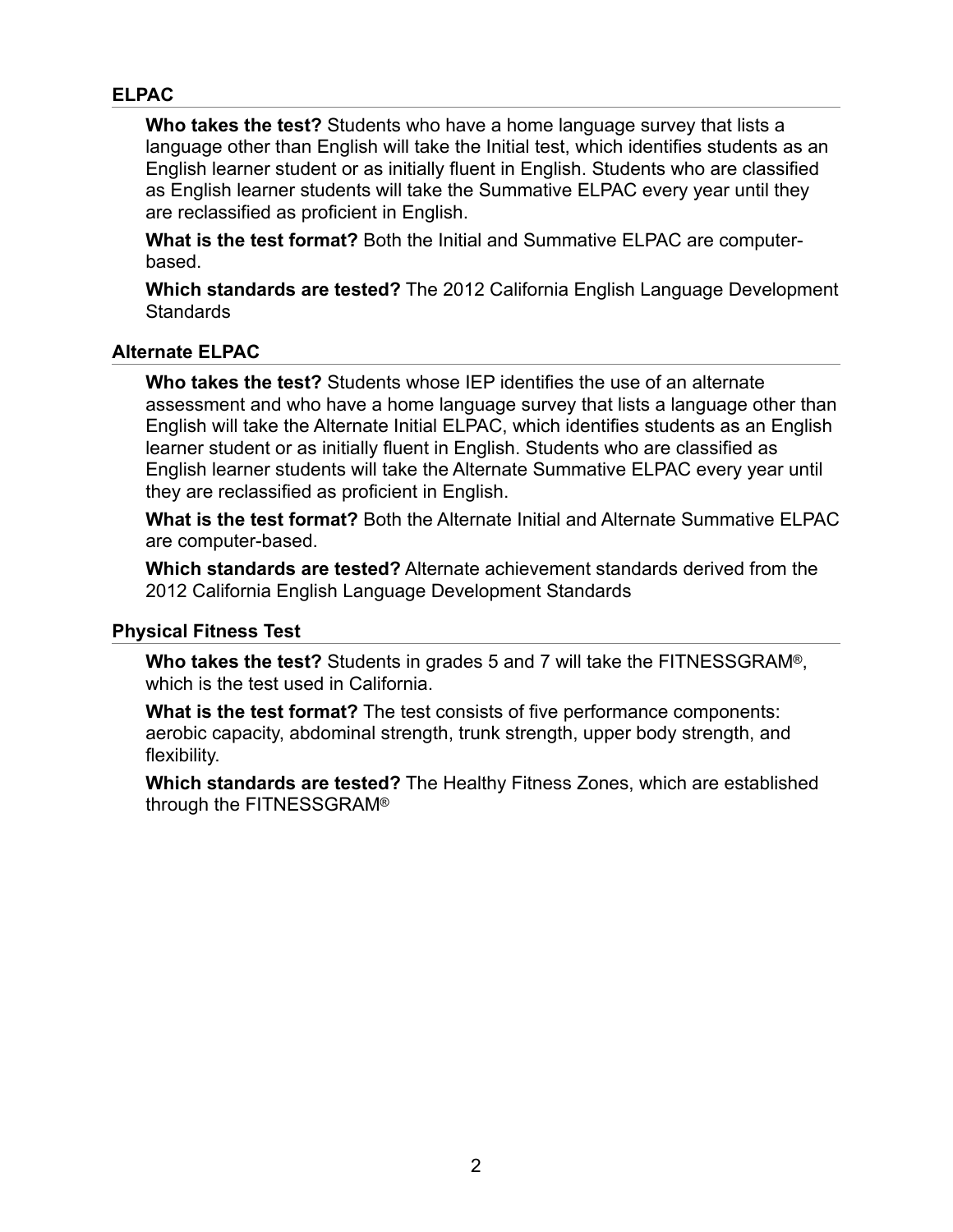### ELPAC

**Who takes the test?** Students who have a home language survey that lists a language other than English will take the Initial test, which identifies students as an English learner student or as initially fluent in English. Students who are classified as English learner students will take the Summative ELPAC every year until they are reclassified as proficient in English.

**What is the test format?** Both the Initial and Summative ELPAC are computer-based.

**Which standards are tested?** The 2012 California English Language Development Standards

### Alternate ELPAC

**Who takes the test?** Students whose IEP identifies the use of an alternate assessment and who have a home language survey that lists a language other than English will take the Alternate Initial ELPAC, which identifies students as an English learner student or as initially fluent in English. Students who are classified as English learner students will take the Alternate Summative ELPAC every year until they are reclassified as proficient in English.

**What is the test format?** Both the Alternate Initial and Alternate Summative ELPAC are computer-based.

**Which standards are tested?** Alternate achievement standards derived from the 2012 California English Language Development Standards

### Physical Fitness Test

**Who takes the test?** Students in grades 5 and 7 will take the FITNESSGRAM®, which is the test used in California.

**What is the test format?** The test consists of five performance components: aerobic capacity, abdominal strength, trunk strength, upper body strength, and flexibility.

**Which standards are tested?** The Healthy Fitness Zones, which are established through the FITNESSGRAM®